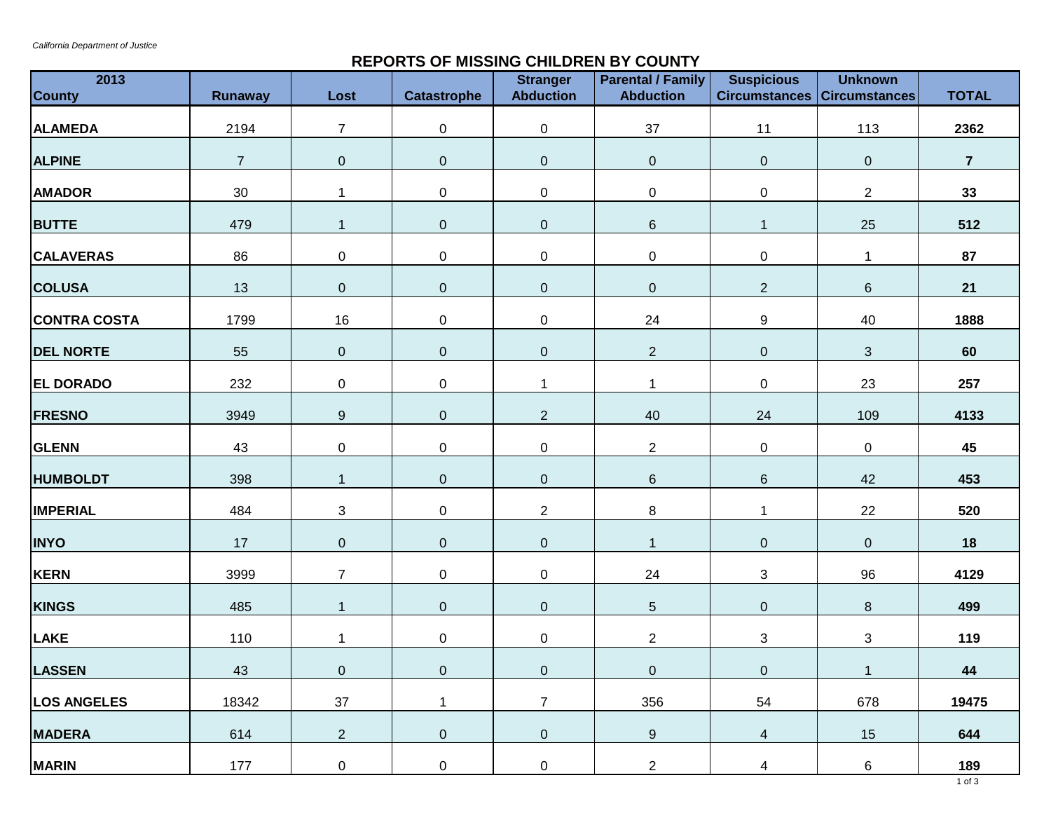*California Department of Justice*

# REPORTS OF MISSING CHILDREN BY COUNTY

| 2013 County | Runaway | Lost | Catastrophe | Stranger Abduction | Parental / Family Abduction | Suspicious Circumstances | Unknown Circumstances | TOTAL |
|---|---|---|---|---|---|---|---|---|
| **ALAMEDA** | 2194 | 7 | 0 | 0 | 37 | 11 | 113 | **2362** |
| **ALPINE** | 7 | 0 | 0 | 0 | 0 | 0 | 0 | **7** |
| **AMADOR** | 30 | 1 | 0 | 0 | 0 | 0 | 2 | **33** |
| **BUTTE** | 479 | 1 | 0 | 0 | 6 | 1 | 25 | **512** |
| **CALAVERAS** | 86 | 0 | 0 | 0 | 0 | 0 | 1 | **87** |
| **COLUSA** | 13 | 0 | 0 | 0 | 0 | 2 | 6 | **21** |
| **CONTRA COSTA** | 1799 | 16 | 0 | 0 | 24 | 9 | 40 | **1888** |
| **DEL NORTE** | 55 | 0 | 0 | 0 | 2 | 0 | 3 | **60** |
| **EL DORADO** | 232 | 0 | 0 | 1 | 1 | 0 | 23 | **257** |
| **FRESNO** | 3949 | 9 | 0 | 2 | 40 | 24 | 109 | **4133** |
| **GLENN** | 43 | 0 | 0 | 0 | 2 | 0 | 0 | **45** |
| **HUMBOLDT** | 398 | 1 | 0 | 0 | 6 | 6 | 42 | **453** |
| **IMPERIAL** | 484 | 3 | 0 | 2 | 8 | 1 | 22 | **520** |
| **INYO** | 17 | 0 | 0 | 0 | 1 | 0 | 0 | **18** |
| **KERN** | 3999 | 7 | 0 | 0 | 24 | 3 | 96 | **4129** |
| **KINGS** | 485 | 1 | 0 | 0 | 5 | 0 | 8 | **499** |
| **LAKE** | 110 | 1 | 0 | 0 | 2 | 3 | 3 | **119** |
| **LASSEN** | 43 | 0 | 0 | 0 | 0 | 0 | 1 | **44** |
| **LOS ANGELES** | 18342 | 37 | 1 | 7 | 356 | 54 | 678 | **19475** |
| **MADERA** | 614 | 2 | 0 | 0 | 9 | 4 | 15 | **644** |
| **MARIN** | 177 | 0 | 0 | 0 | 2 | 4 | 6 | **189** |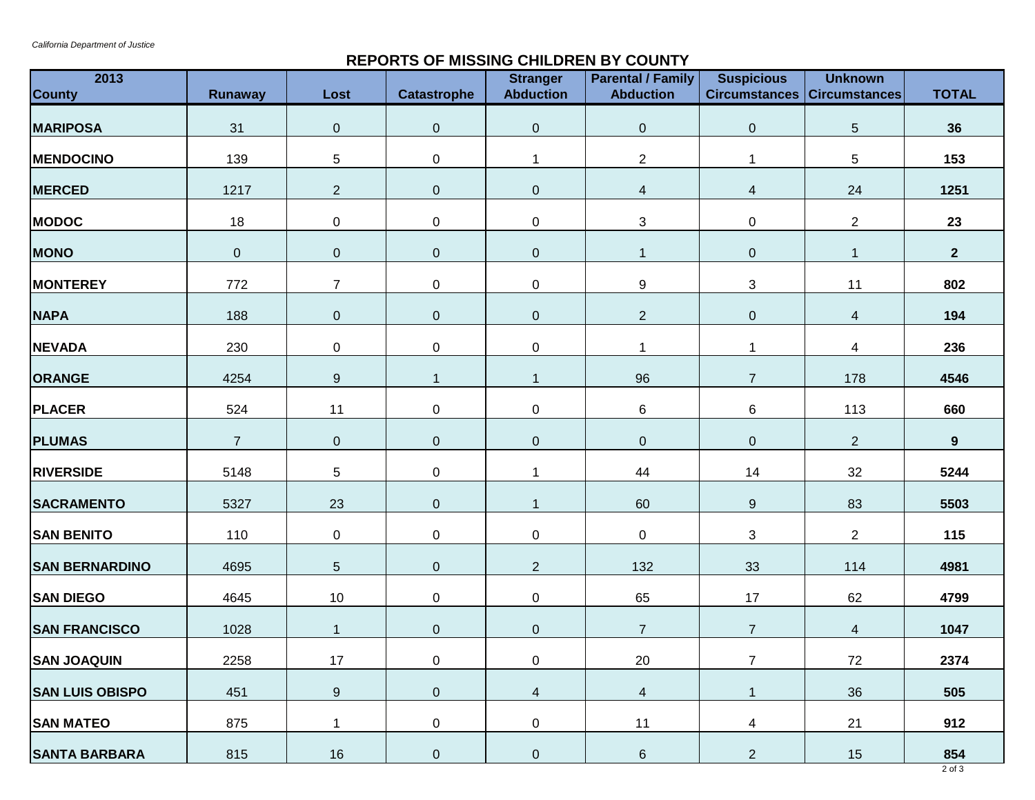California Department of Justice

## REPORTS OF MISSING CHILDREN BY COUNTY

| 2013 County | Runaway | Lost | Catastrophe | Stranger Abduction | Parental / Family Abduction | Suspicious Circumstances | Unknown Circumstances | TOTAL |
|---|---|---|---|---|---|---|---|---|
| **MARIPOSA** | 31 | 0 | 0 | 0 | 0 | 0 | 5 | **36** |
| **MENDOCINO** | 139 | 5 | 0 | 1 | 2 | 1 | 5 | **153** |
| **MERCED** | 1217 | 2 | 0 | 0 | 4 | 4 | 24 | **1251** |
| **MODOC** | 18 | 0 | 0 | 0 | 3 | 0 | 2 | **23** |
| **MONO** | 0 | 0 | 0 | 0 | 1 | 0 | 1 | **2** |
| **MONTEREY** | 772 | 7 | 0 | 0 | 9 | 3 | 11 | **802** |
| **NAPA** | 188 | 0 | 0 | 0 | 2 | 0 | 4 | **194** |
| **NEVADA** | 230 | 0 | 0 | 0 | 1 | 1 | 4 | **236** |
| **ORANGE** | 4254 | 9 | 1 | 1 | 96 | 7 | 178 | **4546** |
| **PLACER** | 524 | 11 | 0 | 0 | 6 | 6 | 113 | **660** |
| **PLUMAS** | 7 | 0 | 0 | 0 | 0 | 0 | 2 | **9** |
| **RIVERSIDE** | 5148 | 5 | 0 | 1 | 44 | 14 | 32 | **5244** |
| **SACRAMENTO** | 5327 | 23 | 0 | 1 | 60 | 9 | 83 | **5503** |
| **SAN BENITO** | 110 | 0 | 0 | 0 | 0 | 3 | 2 | **115** |
| **SAN BERNARDINO** | 4695 | 5 | 0 | 2 | 132 | 33 | 114 | **4981** |
| **SAN DIEGO** | 4645 | 10 | 0 | 0 | 65 | 17 | 62 | **4799** |
| **SAN FRANCISCO** | 1028 | 1 | 0 | 0 | 7 | 7 | 4 | **1047** |
| **SAN JOAQUIN** | 2258 | 17 | 0 | 0 | 20 | 7 | 72 | **2374** |
| **SAN LUIS OBISPO** | 451 | 9 | 0 | 4 | 4 | 1 | 36 | **505** |
| **SAN MATEO** | 875 | 1 | 0 | 0 | 11 | 4 | 21 | **912** |
| **SANTA BARBARA** | 815 | 16 | 0 | 0 | 6 | 2 | 15 | **854** |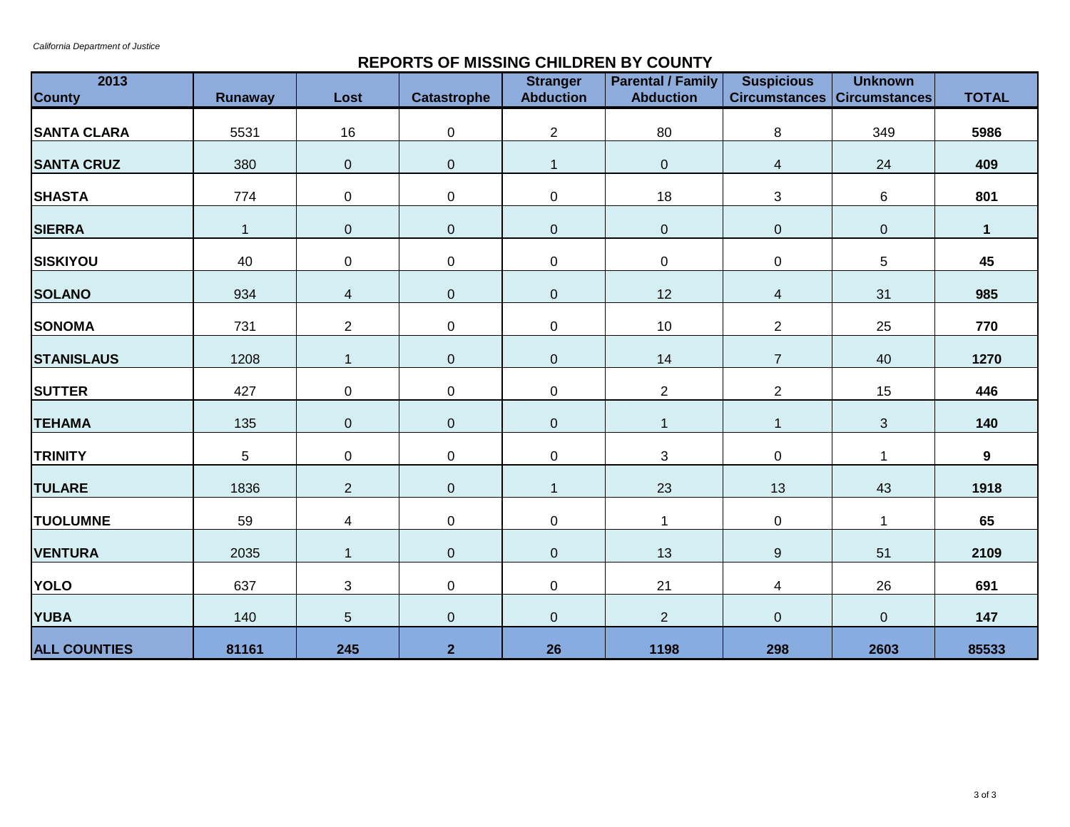*California Department of Justice*

## REPORTS OF MISSING CHILDREN BY COUNTY

| 2013 County | Runaway | Lost | Catastrophe | Stranger Abduction | Parental / Family Abduction | Suspicious Circumstances | Unknown Circumstances | TOTAL |
|---|---|---|---|---|---|---|---|---|
| **SANTA CLARA** | 5531 | 16 | 0 | 2 | 80 | 8 | 349 | **5986** |
| **SANTA CRUZ** | 380 | 0 | 0 | 1 | 0 | 4 | 24 | **409** |
| **SHASTA** | 774 | 0 | 0 | 0 | 18 | 3 | 6 | **801** |
| **SIERRA** | 1 | 0 | 0 | 0 | 0 | 0 | 0 | **1** |
| **SISKIYOU** | 40 | 0 | 0 | 0 | 0 | 0 | 5 | **45** |
| **SOLANO** | 934 | 4 | 0 | 0 | 12 | 4 | 31 | **985** |
| **SONOMA** | 731 | 2 | 0 | 0 | 10 | 2 | 25 | **770** |
| **STANISLAUS** | 1208 | 1 | 0 | 0 | 14 | 7 | 40 | **1270** |
| **SUTTER** | 427 | 0 | 0 | 0 | 2 | 2 | 15 | **446** |
| **TEHAMA** | 135 | 0 | 0 | 0 | 1 | 1 | 3 | **140** |
| **TRINITY** | 5 | 0 | 0 | 0 | 3 | 0 | 1 | **9** |
| **TULARE** | 1836 | 2 | 0 | 1 | 23 | 13 | 43 | **1918** |
| **TUOLUMNE** | 59 | 4 | 0 | 0 | 1 | 0 | 1 | **65** |
| **VENTURA** | 2035 | 1 | 0 | 0 | 13 | 9 | 51 | **2109** |
| **YOLO** | 637 | 3 | 0 | 0 | 21 | 4 | 26 | **691** |
| **YUBA** | 140 | 5 | 0 | 0 | 2 | 0 | 0 | **147** |
| **ALL COUNTIES** | **81161** | **245** | **2** | **26** | **1198** | **298** | **2603** | **85533** |